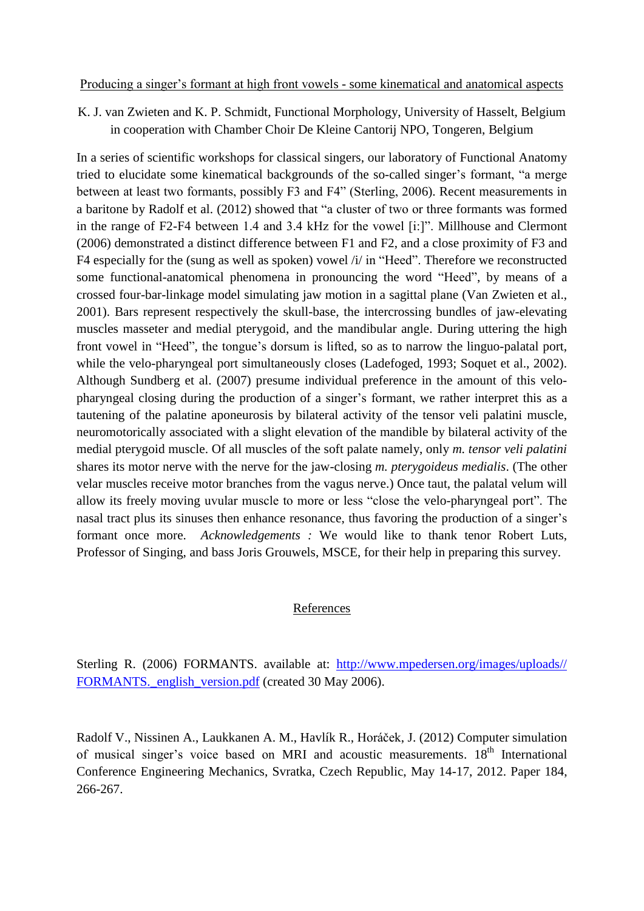Producing a singer's formant at high front vowels - some kinematical and anatomical aspects

K. J. van Zwieten and K. P. Schmidt, Functional Morphology, University of Hasselt, Belgium in cooperation with Chamber Choir De Kleine Cantorij NPO, Tongeren, Belgium

In a series of scientific workshops for classical singers, our laboratory of Functional Anatomy tried to elucidate some kinematical backgrounds of the so-called singer's formant, "a merge between at least two formants, possibly F3 and F4" (Sterling, 2006). Recent measurements in a baritone by Radolf et al. (2012) showed that "a cluster of two or three formants was formed in the range of F2-F4 between 1.4 and 3.4 kHz for the vowel [i:]". Millhouse and Clermont (2006) demonstrated a distinct difference between F1 and F2, and a close proximity of F3 and F4 especially for the (sung as well as spoken) vowel /i/ in "Heed". Therefore we reconstructed some functional-anatomical phenomena in pronouncing the word "Heed", by means of a crossed four-bar-linkage model simulating jaw motion in a sagittal plane (Van Zwieten et al., 2001). Bars represent respectively the skull-base, the intercrossing bundles of jaw-elevating muscles masseter and medial pterygoid, and the mandibular angle. During uttering the high front vowel in "Heed", the tongue's dorsum is lifted, so as to narrow the linguo-palatal port, while the velo-pharyngeal port simultaneously closes (Ladefoged, 1993; Soquet et al., 2002). Although Sundberg et al. (2007) presume individual preference in the amount of this velo-pharyngeal closing during the production of a singer's formant, we rather interpret this as a tautening of the palatine aponeurosis by bilateral activity of the tensor veli palatini muscle, neuromotorically associated with a slight elevation of the mandible by bilateral activity of the medial pterygoid muscle. Of all muscles of the soft palate namely, only *m. tensor veli palatini* shares its motor nerve with the nerve for the jaw-closing *m. pterygoideus medialis*. (The other velar muscles receive motor branches from the vagus nerve.) Once taut, the palatal velum will allow its freely moving uvular muscle to more or less "close the velo-pharyngeal port". The nasal tract plus its sinuses then enhance resonance, thus favoring the production of a singer's formant once more. *Acknowledgements :* We would like to thank tenor Robert Luts, Professor of Singing, and bass Joris Grouwels, MSCE, for their help in preparing this survey.

## References

Sterling R. (2006) FORMANTS. available at: http://www.mpedersen.org/images/uploads//FORMANTS._english_version.pdf (created 30 May 2006).

Radolf V., Nissinen A., Laukkanen A. M., Havlík R., Horáček, J. (2012) Computer simulation of musical singer's voice based on MRI and acoustic measurements. 18th International Conference Engineering Mechanics, Svratka, Czech Republic, May 14-17, 2012. Paper 184, 266-267.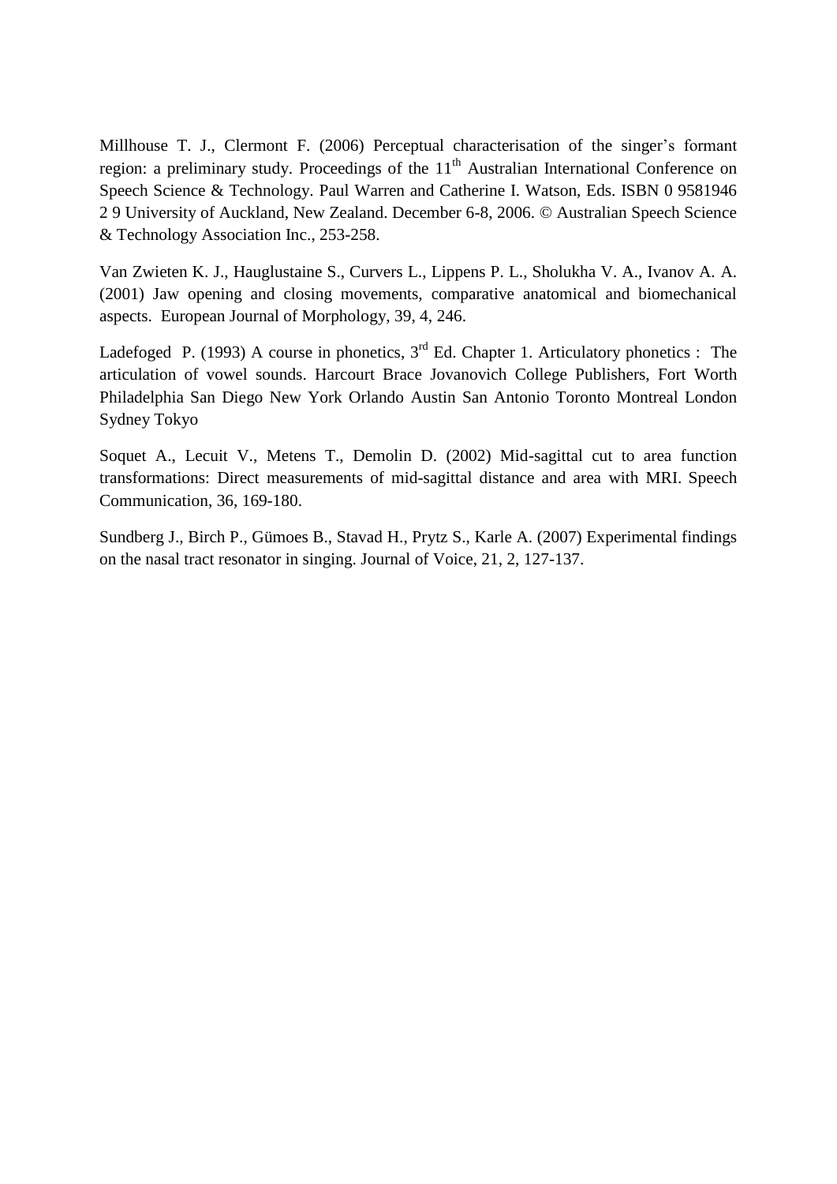Millhouse T. J., Clermont F. (2006) Perceptual characterisation of the singer's formant region: a preliminary study. Proceedings of the 11th Australian International Conference on Speech Science & Technology. Paul Warren and Catherine I. Watson, Eds. ISBN 0 9581946 2 9 University of Auckland, New Zealand. December 6-8, 2006. © Australian Speech Science & Technology Association Inc., 253-258.

Van Zwieten K. J., Hauglustaine S., Curvers L., Lippens P. L., Sholukha V. A., Ivanov A. A. (2001) Jaw opening and closing movements, comparative anatomical and biomechanical aspects. European Journal of Morphology, 39, 4, 246.

Ladefoged P. (1993) A course in phonetics, 3rd Ed. Chapter 1. Articulatory phonetics : The articulation of vowel sounds. Harcourt Brace Jovanovich College Publishers, Fort Worth Philadelphia San Diego New York Orlando Austin San Antonio Toronto Montreal London Sydney Tokyo

Soquet A., Lecuit V., Metens T., Demolin D. (2002) Mid-sagittal cut to area function transformations: Direct measurements of mid-sagittal distance and area with MRI. Speech Communication, 36, 169-180.

Sundberg J., Birch P., Gümoes B., Stavad H., Prytz S., Karle A. (2007) Experimental findings on the nasal tract resonator in singing. Journal of Voice, 21, 2, 127-137.